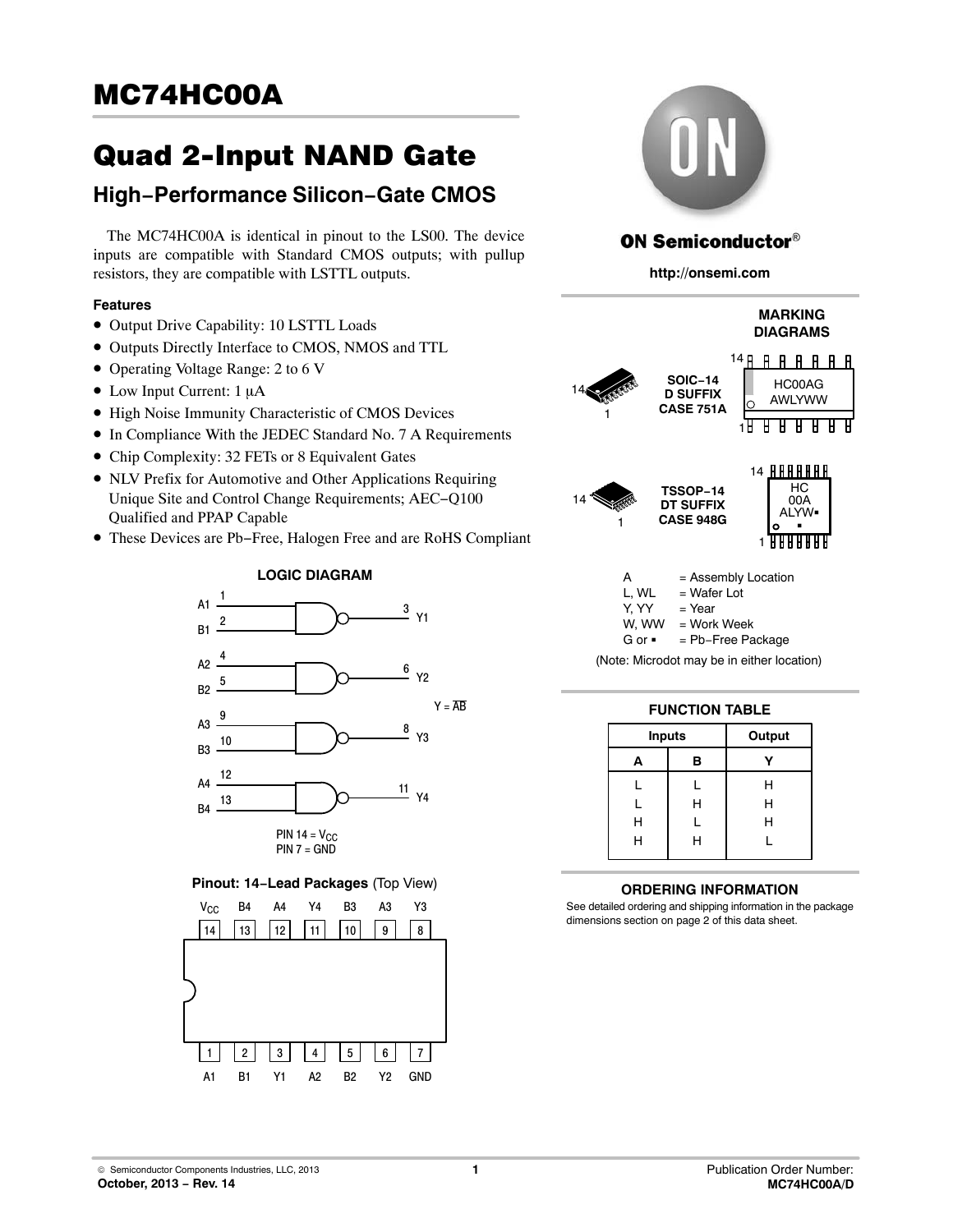# MC74HC00A

# Quad 2-Input NAND Gate

## High−Performance Silicon−Gate CMOS

The MC74HC00A is identical in pinout to the LS00. The device inputs are compatible with Standard CMOS outputs; with pullup resistors, they are compatible with LSTTL outputs.

### Features

- Output Drive Capability: 10 LSTTL Loads
- Outputs Directly Interface to CMOS, NMOS and TTL
- Operating Voltage Range: 2 to 6 V
- Low Input Current: 1 μA
- High Noise Immunity Characteristic of CMOS Devices
- In Compliance With the JEDEC Standard No. 7 A Requirements
- Chip Complexity: 32 FETs or 8 Equivalent Gates
- NLV Prefix for Automotive and Other Applications Requiring Unique Site and Control Change Requirements; AEC−Q100 Qualified and PPAP Capable
- These Devices are Pb−Free, Halogen Free and are RoHS Compliant

### LOGIC DIAGRAM

A1 (1), B1 (2) → Y1 (3)
A2 (4), B2 (5) → Y2 (6)
A3 (9), B3 (10) → Y3 (8)
A4 (12), B4 (13) → Y4 (11)

$Y = \overline{AB}$

PIN 14 = $V_{CC}$
PIN 7 = GND

### Pinout: 14−Lead Packages (Top View)

| $V_{CC}$ | B4 | A4 | Y4 | B3 | A3 | Y3 |
|---|---|---|---|---|---|---|
| 14 | 13 | 12 | 11 | 10 | 9 | 8 |
| 1 | 2 | 3 | 4 | 5 | 6 | 7 |
| A1 | B1 | Y1 | A2 | B2 | Y2 | GND |

**ON Semiconductor®**

**http://onsemi.com**

### MARKING DIAGRAMS

SOIC−14
D SUFFIX
CASE 751A

HC00AG
AWLYWW

TSSOP−14
DT SUFFIX
CASE 948G

HC
00A
ALYW▪
▪

A = Assembly Location
L, WL = Wafer Lot
Y, YY = Year
W, WW = Work Week
G or ▪ = Pb−Free Package

(Note: Microdot may be in either location)

### FUNCTION TABLE

| Inputs | | Output |
|---|---|---|
| A | B | Y |
| L | L | H |
| L | H | H |
| H | L | H |
| H | H | L |

### ORDERING INFORMATION

See detailed ordering and shipping information in the package dimensions section on page 2 of this data sheet.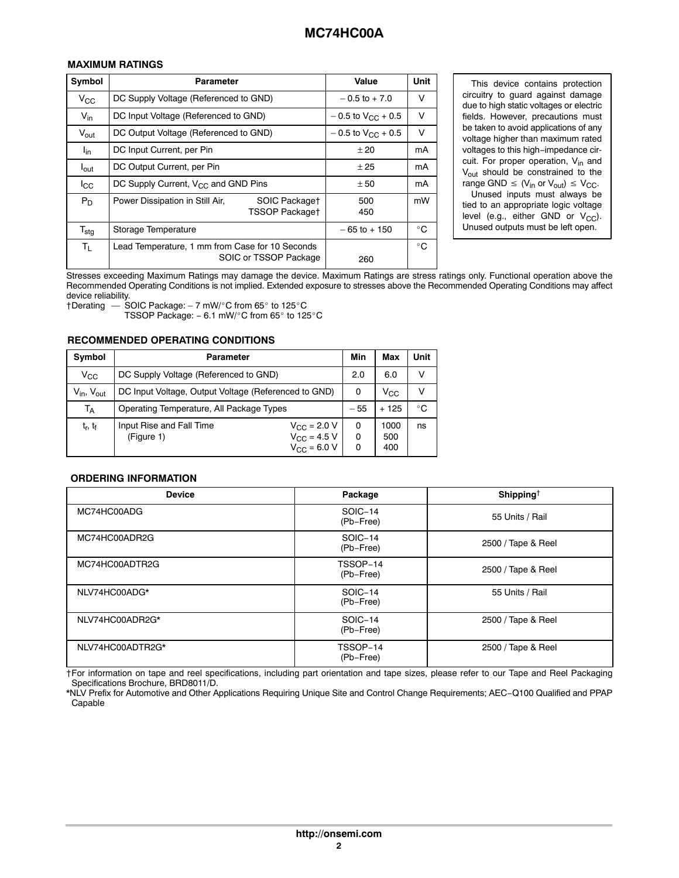## MAXIMUM RATINGS

| Symbol | Parameter | Value | Unit |
|---|---|---|---|
| $V_{CC}$ | DC Supply Voltage (Referenced to GND) | – 0.5 to + 7.0 | V |
| $V_{in}$ | DC Input Voltage (Referenced to GND) | – 0.5 to $V_{CC}$ + 0.5 | V |
| $V_{out}$ | DC Output Voltage (Referenced to GND) | – 0.5 to $V_{CC}$ + 0.5 | V |
| $I_{in}$ | DC Input Current, per Pin | ± 20 | mA |
| $I_{out}$ | DC Output Current, per Pin | ± 25 | mA |
| $I_{CC}$ | DC Supply Current, $V_{CC}$ and GND Pins | ± 50 | mA |
| $P_D$ | Power Dissipation in Still Air, SOIC Package† / TSSOP Package† | 500 / 450 | mW |
| $T_{stg}$ | Storage Temperature | – 65 to + 150 | °C |
| $T_L$ | Lead Temperature, 1 mm from Case for 10 Seconds SOIC or TSSOP Package | 260 | °C |

This device contains protection circuitry to guard against damage due to high static voltages or electric fields. However, precautions must be taken to avoid applications of any voltage higher than maximum rated voltages to this high−impedance circuit. For proper operation, $V_{in}$ and $V_{out}$ should be constrained to the range GND ≤ ($V_{in}$ or $V_{out}$) ≤ $V_{CC}$.

Unused inputs must always be tied to an appropriate logic voltage level (e.g., either GND or $V_{CC}$). Unused outputs must be left open.

Stresses exceeding Maximum Ratings may damage the device. Maximum Ratings are stress ratings only. Functional operation above the Recommended Operating Conditions is not implied. Extended exposure to stresses above the Recommended Operating Conditions may affect device reliability.

†Derating — SOIC Package: – 7 mW/°C from 65° to 125°C
TSSOP Package: − 6.1 mW/°C from 65° to 125°C

## RECOMMENDED OPERATING CONDITIONS

| Symbol | Parameter | | Min | Max | Unit |
|---|---|---|---|---|---|
| $V_{CC}$ | DC Supply Voltage (Referenced to GND) | | 2.0 | 6.0 | V |
| $V_{in}$, $V_{out}$ | DC Input Voltage, Output Voltage (Referenced to GND) | | 0 | $V_{CC}$ | V |
| $T_A$ | Operating Temperature, All Package Types | | – 55 | + 125 | °C |
| $t_r$, $t_f$ | Input Rise and Fall Time (Figure 1) | $V_{CC}$ = 2.0 V | 0 | 1000 | ns |
| | | $V_{CC}$ = 4.5 V | 0 | 500 | |
| | | $V_{CC}$ = 6.0 V | 0 | 400 | |

## ORDERING INFORMATION

| Device | Package | Shipping† |
|---|---|---|
| MC74HC00ADG | SOIC−14 (Pb−Free) | 55 Units / Rail |
| MC74HC00ADR2G | SOIC−14 (Pb−Free) | 2500 / Tape & Reel |
| MC74HC00ADTR2G | TSSOP−14 (Pb−Free) | 2500 / Tape & Reel |
| NLV74HC00ADG* | SOIC−14 (Pb−Free) | 55 Units / Rail |
| NLV74HC00ADR2G* | SOIC−14 (Pb−Free) | 2500 / Tape & Reel |
| NLV74HC00ADTR2G* | TSSOP−14 (Pb−Free) | 2500 / Tape & Reel |

†For information on tape and reel specifications, including part orientation and tape sizes, please refer to our Tape and Reel Packaging Specifications Brochure, BRD8011/D.

*NLV Prefix for Automotive and Other Applications Requiring Unique Site and Control Change Requirements; AEC−Q100 Qualified and PPAP Capable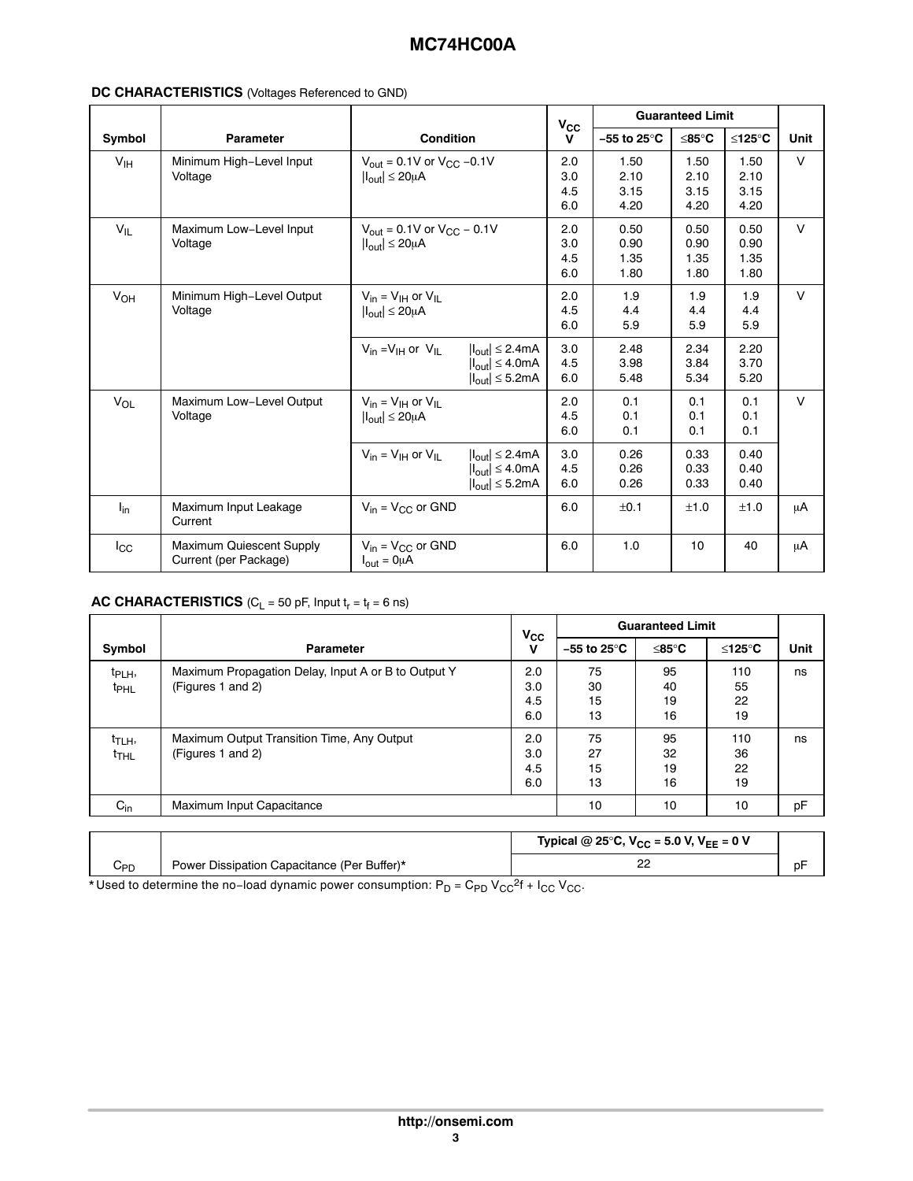**DC CHARACTERISTICS** (Voltages Referenced to GND)

| Symbol | Parameter | Condition | $V_{CC}$ V | Guaranteed Limit −55 to 25°C | ≤85°C | ≤125°C | Unit |
|---|---|---|---|---|---|---|---|
| $V_{IH}$ | Minimum High−Level Input Voltage | $V_{out}$ = 0.1V or $V_{CC}$ −0.1V $\lvert I_{out}\rvert \le 20\mu A$ | 2.0<br>3.0<br>4.5<br>6.0 | 1.50<br>2.10<br>3.15<br>4.20 | 1.50<br>2.10<br>3.15<br>4.20 | 1.50<br>2.10<br>3.15<br>4.20 | V |
| $V_{IL}$ | Maximum Low−Level Input Voltage | $V_{out}$ = 0.1V or $V_{CC}$ − 0.1V $\lvert I_{out}\rvert \le 20\mu A$ | 2.0<br>3.0<br>4.5<br>6.0 | 0.50<br>0.90<br>1.35<br>1.80 | 0.50<br>0.90<br>1.35<br>1.80 | 0.50<br>0.90<br>1.35<br>1.80 | V |
| $V_{OH}$ | Minimum High−Level Output Voltage | $V_{in}$ = $V_{IH}$ or $V_{IL}$ $\lvert I_{out}\rvert \le 20\mu A$ | 2.0<br>4.5<br>6.0 | 1.9<br>4.4<br>5.9 | 1.9<br>4.4<br>5.9 | 1.9<br>4.4<br>5.9 | V |
| | | $V_{in}$ = $V_{IH}$ or $V_{IL}$ $\lvert I_{out}\rvert \le 2.4mA$<br>$\lvert I_{out}\rvert \le 4.0mA$<br>$\lvert I_{out}\rvert \le 5.2mA$ | 3.0<br>4.5<br>6.0 | 2.48<br>3.98<br>5.48 | 2.34<br>3.84<br>5.34 | 2.20<br>3.70<br>5.20 | |
| $V_{OL}$ | Maximum Low−Level Output Voltage | $V_{in}$ = $V_{IH}$ or $V_{IL}$ $\lvert I_{out}\rvert \le 20\mu A$ | 2.0<br>4.5<br>6.0 | 0.1<br>0.1<br>0.1 | 0.1<br>0.1<br>0.1 | 0.1<br>0.1<br>0.1 | V |
| | | $V_{in}$ = $V_{IH}$ or $V_{IL}$ $\lvert I_{out}\rvert \le 2.4mA$<br>$\lvert I_{out}\rvert \le 4.0mA$<br>$\lvert I_{out}\rvert \le 5.2mA$ | 3.0<br>4.5<br>6.0 | 0.26<br>0.26<br>0.26 | 0.33<br>0.33<br>0.33 | 0.40<br>0.40<br>0.40 | |
| $I_{in}$ | Maximum Input Leakage Current | $V_{in}$ = $V_{CC}$ or GND | 6.0 | ±0.1 | ±1.0 | ±1.0 | μA |
| $I_{CC}$ | Maximum Quiescent Supply Current (per Package) | $V_{in}$ = $V_{CC}$ or GND $I_{out}$ = 0μA | 6.0 | 1.0 | 10 | 40 | μA |

**AC CHARACTERISTICS** ($C_L$ = 50 pF, Input $t_r$ = $t_f$ = 6 ns)

| Symbol | Parameter | $V_{CC}$ V | Guaranteed Limit −55 to 25°C | ≤85°C | ≤125°C | Unit |
|---|---|---|---|---|---|---|
| $t_{PLH}$, $t_{PHL}$ | Maximum Propagation Delay, Input A or B to Output Y (Figures 1 and 2) | 2.0<br>3.0<br>4.5<br>6.0 | 75<br>30<br>15<br>13 | 95<br>40<br>19<br>16 | 110<br>55<br>22<br>19 | ns |
| $t_{TLH}$, $t_{THL}$ | Maximum Output Transition Time, Any Output (Figures 1 and 2) | 2.0<br>3.0<br>4.5<br>6.0 | 75<br>27<br>15<br>13 | 95<br>32<br>19<br>16 | 110<br>36<br>22<br>19 | ns |
| $C_{in}$ | Maximum Input Capacitance | | 10 | 10 | 10 | pF |

| | | Typical @ 25°C, $V_{CC}$ = 5.0 V, $V_{EE}$ = 0 V | |
|---|---|---|---|
| $C_{PD}$ | Power Dissipation Capacitance (Per Buffer)* | 22 | pF |

* Used to determine the no−load dynamic power consumption: $P_D = C_{PD} V_{CC}^2 f + I_{CC} V_{CC}$.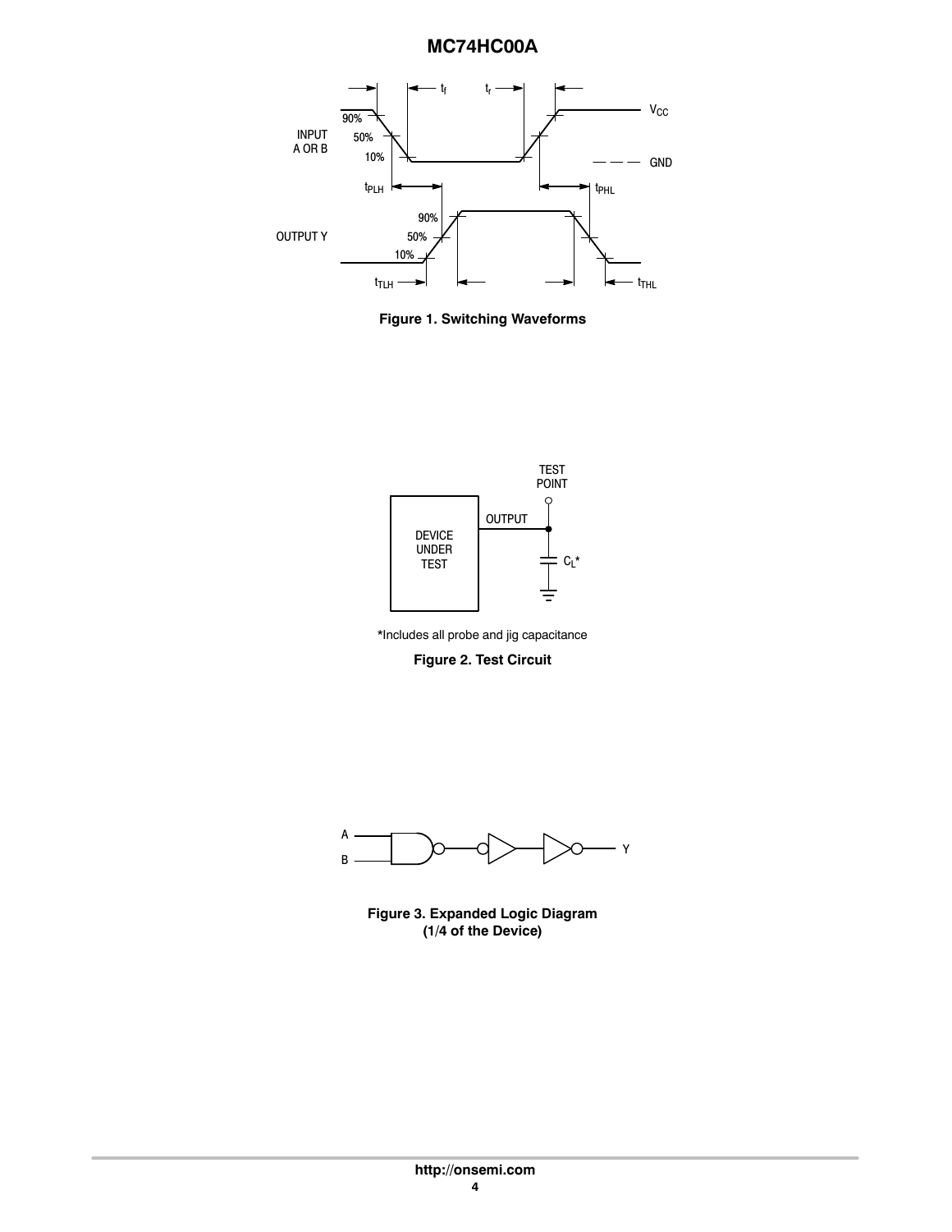Figure 1. Switching Waveforms

*Includes all probe and jig capacitance

Figure 2. Test Circuit

Figure 3. Expanded Logic Diagram (1/4 of the Device)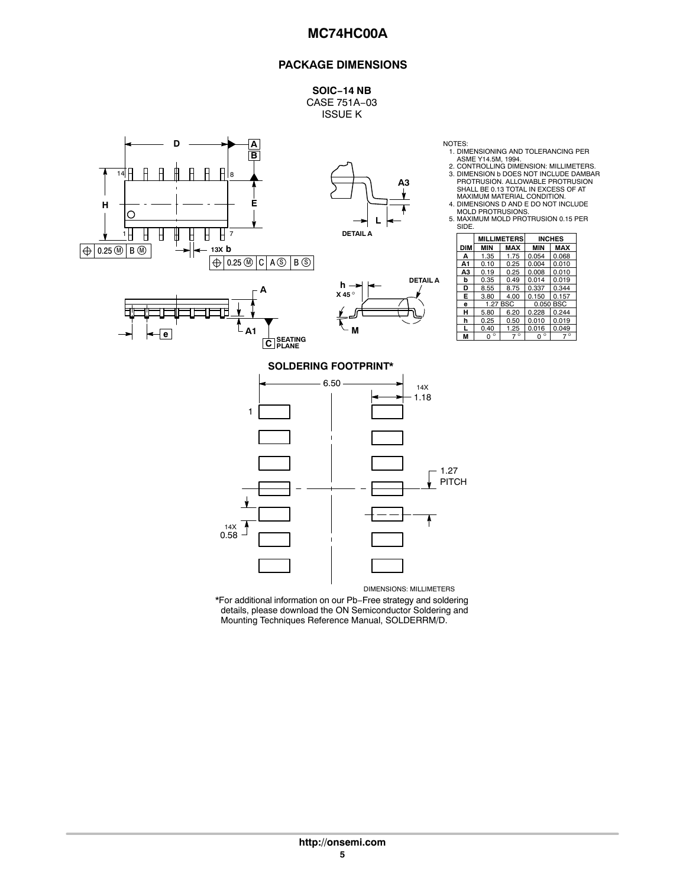## PACKAGE DIMENSIONS

**SOIC−14 NB**
CASE 751A−03
ISSUE K

NOTES:
1. DIMENSIONING AND TOLERANCING PER ASME Y14.5M, 1994.
2. CONTROLLING DIMENSION: MILLIMETERS.
3. DIMENSION b DOES NOT INCLUDE DAMBAR PROTRUSION. ALLOWABLE PROTRUSION SHALL BE 0.13 TOTAL IN EXCESS OF AT MAXIMUM MATERIAL CONDITION.
4. DIMENSIONS D AND E DO NOT INCLUDE MOLD PROTRUSIONS.
5. MAXIMUM MOLD PROTRUSION 0.15 PER SIDE.

| DIM | MILLIMETERS MIN | MILLIMETERS MAX | INCHES MIN | INCHES MAX |
|---|---|---|---|---|
| A | 1.35 | 1.75 | 0.054 | 0.068 |
| A1 | 0.10 | 0.25 | 0.004 | 0.010 |
| A3 | 0.19 | 0.25 | 0.008 | 0.010 |
| b | 0.35 | 0.49 | 0.014 | 0.019 |
| D | 8.55 | 8.75 | 0.337 | 0.344 |
| E | 3.80 | 4.00 | 0.150 | 0.157 |
| e | 1.27 BSC | | 0.050 BSC | |
| H | 5.80 | 6.20 | 0.228 | 0.244 |
| h | 0.25 | 0.50 | 0.010 | 0.019 |
| L | 0.40 | 1.25 | 0.016 | 0.049 |
| M | 0 ° | 7 ° | 0 ° | 7 ° |

### SOLDERING FOOTPRINT*

DIMENSIONS: MILLIMETERS

*For additional information on our Pb−Free strategy and soldering details, please download the ON Semiconductor Soldering and Mounting Techniques Reference Manual, SOLDERRM/D.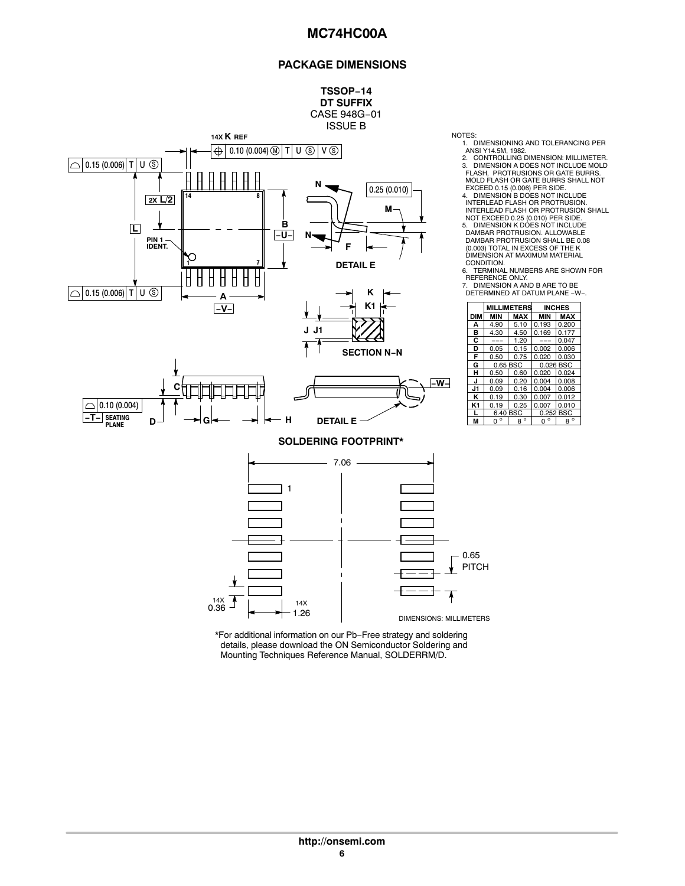## PACKAGE DIMENSIONS

**TSSOP−14**
**DT SUFFIX**
CASE 948G−01
ISSUE B

NOTES:
1. DIMENSIONING AND TOLERANCING PER ANSI Y14.5M, 1982.
2. CONTROLLING DIMENSION: MILLIMETER.
3. DIMENSION A DOES NOT INCLUDE MOLD FLASH, PROTRUSIONS OR GATE BURRS. MOLD FLASH OR GATE BURRS SHALL NOT EXCEED 0.15 (0.006) PER SIDE.
4. DIMENSION B DOES NOT INCLUDE INTERLEAD FLASH OR PROTRUSION. INTERLEAD FLASH OR PROTRUSION SHALL NOT EXCEED 0.25 (0.010) PER SIDE.
5. DIMENSION K DOES NOT INCLUDE DAMBAR PROTRUSION. ALLOWABLE DAMBAR PROTRUSION SHALL BE 0.08 (0.003) TOTAL IN EXCESS OF THE K DIMENSION AT MAXIMUM MATERIAL CONDITION.
6. TERMINAL NUMBERS ARE SHOWN FOR REFERENCE ONLY.
7. DIMENSION A AND B ARE TO BE DETERMINED AT DATUM PLANE −W−.

| DIM | MILLIMETERS MIN | MILLIMETERS MAX | INCHES MIN | INCHES MAX |
|---|---|---|---|---|
| A | 4.90 | 5.10 | 0.193 | 0.200 |
| B | 4.30 | 4.50 | 0.169 | 0.177 |
| C | −−− | 1.20 | −−− | 0.047 |
| D | 0.05 | 0.15 | 0.002 | 0.006 |
| F | 0.50 | 0.75 | 0.020 | 0.030 |
| G | 0.65 BSC | | 0.026 BSC | |
| H | 0.50 | 0.60 | 0.020 | 0.024 |
| J | 0.09 | 0.20 | 0.004 | 0.008 |
| J1 | 0.09 | 0.16 | 0.004 | 0.006 |
| K | 0.19 | 0.30 | 0.007 | 0.012 |
| K1 | 0.19 | 0.25 | 0.007 | 0.010 |
| L | 6.40 BSC | | 0.252 BSC | |
| M | 0° | 8° | 0° | 8° |

**SOLDERING FOOTPRINT***

DIMENSIONS: MILLIMETERS

*For additional information on our Pb−Free strategy and soldering details, please download the ON Semiconductor Soldering and Mounting Techniques Reference Manual, SOLDERRM/D.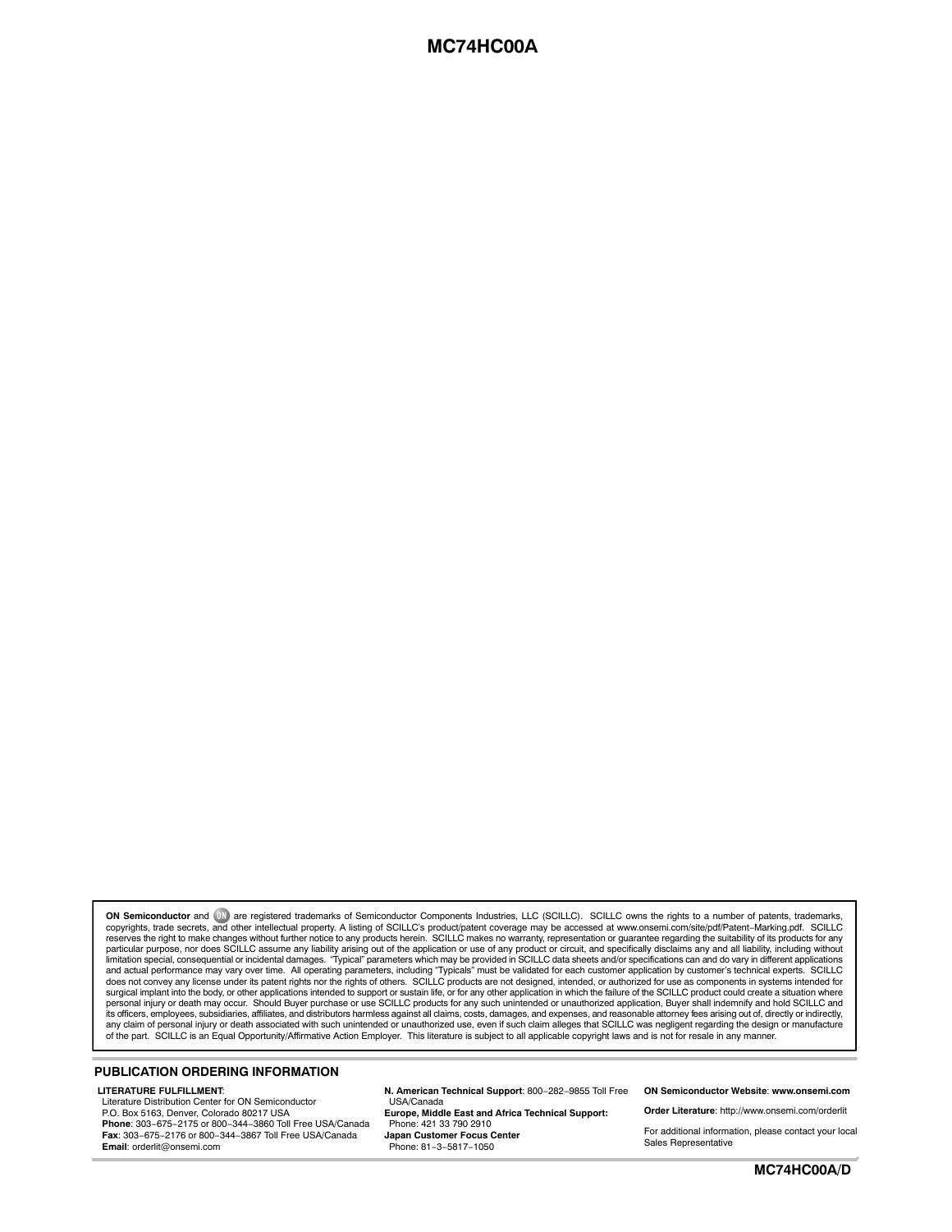**ON Semiconductor** and ON are registered trademarks of Semiconductor Components Industries, LLC (SCILLC). SCILLC owns the rights to a number of patents, trademarks, copyrights, trade secrets, and other intellectual property. A listing of SCILLC's product/patent coverage may be accessed at www.onsemi.com/site/pdf/Patent−Marking.pdf. SCILLC reserves the right to make changes without further notice to any products herein. SCILLC makes no warranty, representation or guarantee regarding the suitability of its products for any particular purpose, nor does SCILLC assume any liability arising out of the application or use of any product or circuit, and specifically disclaims any and all liability, including without limitation special, consequential or incidental damages. "Typical" parameters which may be provided in SCILLC data sheets and/or specifications can and do vary in different applications and actual performance may vary over time. All operating parameters, including "Typicals" must be validated for each customer application by customer's technical experts. SCILLC does not convey any license under its patent rights nor the rights of others. SCILLC products are not designed, intended, or authorized for use as components in systems intended for surgical implant into the body, or other applications intended to support or sustain life, or for any other application in which the failure of the SCILLC product could create a situation where personal injury or death may occur. Should Buyer purchase or use SCILLC products for any such unintended or unauthorized application, Buyer shall indemnify and hold SCILLC and its officers, employees, subsidiaries, affiliates, and distributors harmless against all claims, costs, damages, and expenses, and reasonable attorney fees arising out of, directly or indirectly, any claim of personal injury or death associated with such unintended or unauthorized use, even if such claim alleges that SCILLC was negligent regarding the design or manufacture of the part. SCILLC is an Equal Opportunity/Affirmative Action Employer. This literature is subject to all applicable copyright laws and is not for resale in any manner.

## PUBLICATION ORDERING INFORMATION

**LITERATURE FULFILLMENT**:
Literature Distribution Center for ON Semiconductor
P.O. Box 5163, Denver, Colorado 80217 USA
**Phone**: 303−675−2175 or 800−344−3860 Toll Free USA/Canada
**Fax**: 303−675−2176 or 800−344−3867 Toll Free USA/Canada
**Email**: orderlit@onsemi.com

**N. American Technical Support**: 800−282−9855 Toll Free USA/Canada
**Europe, Middle East and Africa Technical Support:**
Phone: 421 33 790 2910
**Japan Customer Focus Center**
Phone: 81−3−5817−1050

**ON Semiconductor Website**: **www.onsemi.com**

**Order Literature**: http://www.onsemi.com/orderlit

For additional information, please contact your local Sales Representative

**MC74HC00A/D**